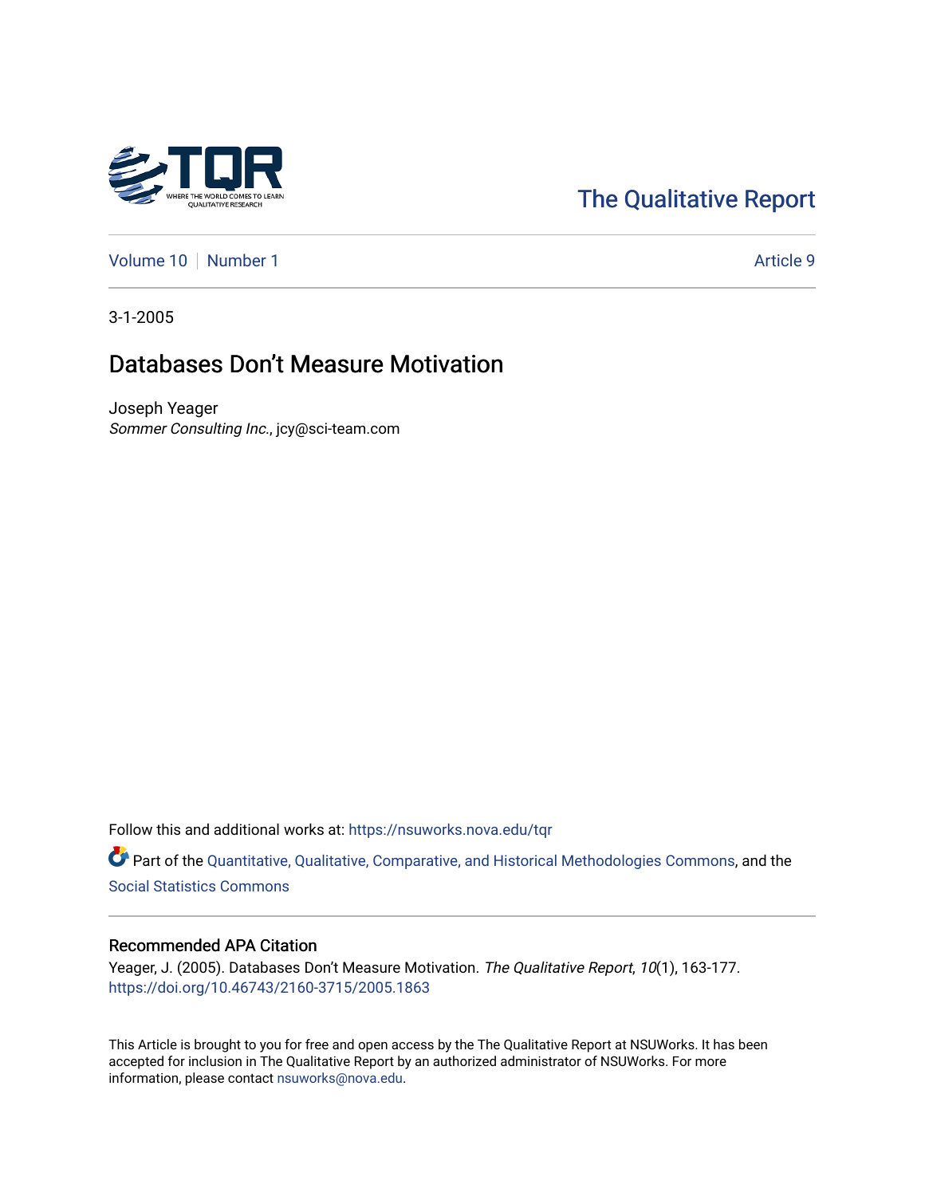The Qualitative Report

Volume 10 | Number 1 | Article 9

3-1-2005

# Databases Don't Measure Motivation

Joseph Yeager
*Sommer Consulting Inc.*, jcy@sci-team.com

Follow this and additional works at: https://nsuworks.nova.edu/tqr

Part of the Quantitative, Qualitative, Comparative, and Historical Methodologies Commons, and the Social Statistics Commons

## Recommended APA Citation

Yeager, J. (2005). Databases Don't Measure Motivation. *The Qualitative Report*, *10*(1), 163-177. https://doi.org/10.46743/2160-3715/2005.1863

This Article is brought to you for free and open access by the The Qualitative Report at NSUWorks. It has been accepted for inclusion in The Qualitative Report by an authorized administrator of NSUWorks. For more information, please contact nsuworks@nova.edu.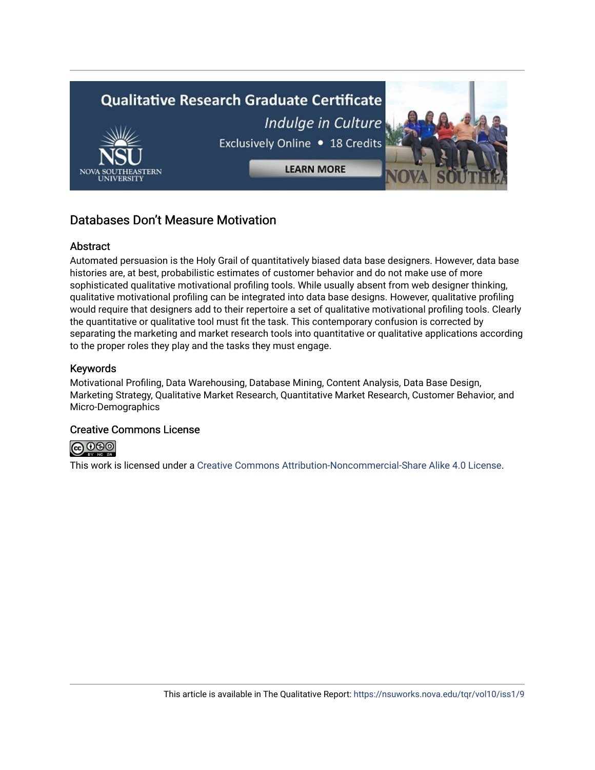## Databases Don't Measure Motivation

### Abstract

Automated persuasion is the Holy Grail of quantitatively biased data base designers. However, data base histories are, at best, probabilistic estimates of customer behavior and do not make use of more sophisticated qualitative motivational profiling tools. While usually absent from web designer thinking, qualitative motivational profiling can be integrated into data base designs. However, qualitative profiling would require that designers add to their repertoire a set of qualitative motivational profiling tools. Clearly the quantitative or qualitative tool must fit the task. This contemporary confusion is corrected by separating the marketing and market research tools into quantitative or qualitative applications according to the proper roles they play and the tasks they must engage.

### Keywords

Motivational Profiling, Data Warehousing, Database Mining, Content Analysis, Data Base Design, Marketing Strategy, Qualitative Market Research, Quantitative Market Research, Customer Behavior, and Micro-Demographics

### Creative Commons License

This work is licensed under a Creative Commons Attribution-Noncommercial-Share Alike 4.0 License.

This article is available in The Qualitative Report: https://nsuworks.nova.edu/tqr/vol10/iss1/9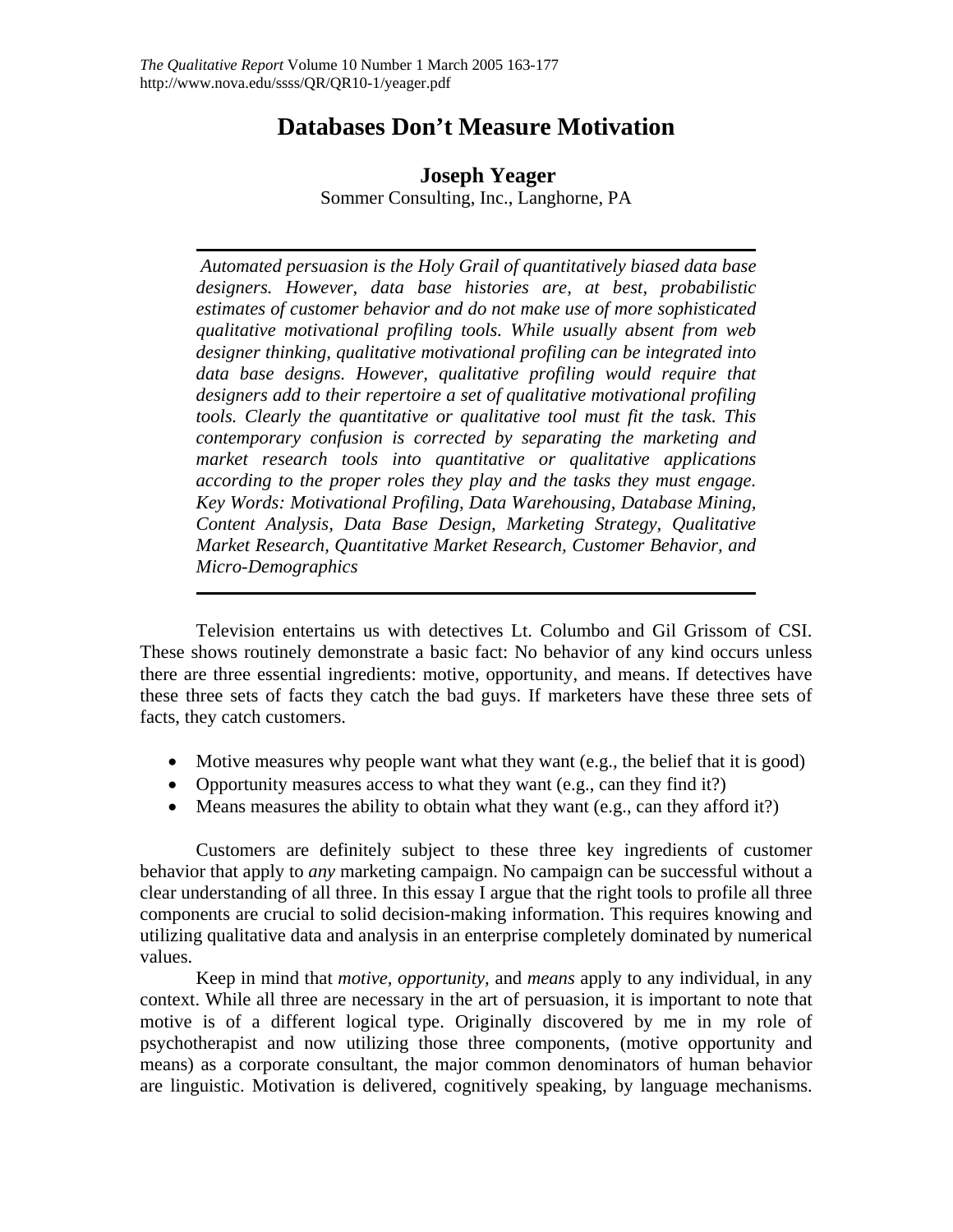# Databases Don't Measure Motivation

**Joseph Yeager**
Sommer Consulting, Inc., Langhorne, PA

---

*Automated persuasion is the Holy Grail of quantitatively biased data base designers. However, data base histories are, at best, probabilistic estimates of customer behavior and do not make use of more sophisticated qualitative motivational profiling tools. While usually absent from web designer thinking, qualitative motivational profiling can be integrated into data base designs. However, qualitative profiling would require that designers add to their repertoire a set of qualitative motivational profiling tools. Clearly the quantitative or qualitative tool must fit the task. This contemporary confusion is corrected by separating the marketing and market research tools into quantitative or qualitative applications according to the proper roles they play and the tasks they must engage. Key Words: Motivational Profiling, Data Warehousing, Database Mining, Content Analysis, Data Base Design, Marketing Strategy, Qualitative Market Research, Quantitative Market Research, Customer Behavior, and Micro-Demographics*

---

Television entertains us with detectives Lt. Columbo and Gil Grissom of CSI. These shows routinely demonstrate a basic fact: No behavior of any kind occurs unless there are three essential ingredients: motive, opportunity, and means. If detectives have these three sets of facts they catch the bad guys. If marketers have these three sets of facts, they catch customers.

- Motive measures why people want what they want (e.g., the belief that it is good)
- Opportunity measures access to what they want (e.g., can they find it?)
- Means measures the ability to obtain what they want (e.g., can they afford it?)

Customers are definitely subject to these three key ingredients of customer behavior that apply to *any* marketing campaign. No campaign can be successful without a clear understanding of all three. In this essay I argue that the right tools to profile all three components are crucial to solid decision-making information. This requires knowing and utilizing qualitative data and analysis in an enterprise completely dominated by numerical values.

Keep in mind that *motive, opportunity,* and *means* apply to any individual, in any context. While all three are necessary in the art of persuasion, it is important to note that motive is of a different logical type. Originally discovered by me in my role of psychotherapist and now utilizing those three components, (motive opportunity and means) as a corporate consultant, the major common denominators of human behavior are linguistic. Motivation is delivered, cognitively speaking, by language mechanisms.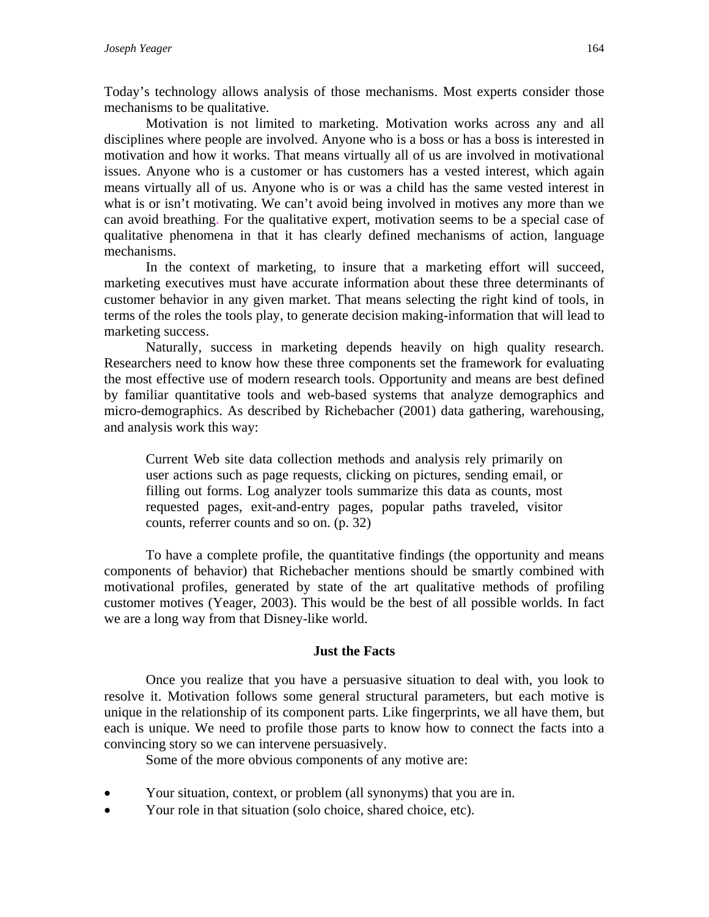Today's technology allows analysis of those mechanisms. Most experts consider those mechanisms to be qualitative.

Motivation is not limited to marketing. Motivation works across any and all disciplines where people are involved. Anyone who is a boss or has a boss is interested in motivation and how it works. That means virtually all of us are involved in motivational issues. Anyone who is a customer or has customers has a vested interest, which again means virtually all of us. Anyone who is or was a child has the same vested interest in what is or isn't motivating. We can't avoid being involved in motives any more than we can avoid breathing. For the qualitative expert, motivation seems to be a special case of qualitative phenomena in that it has clearly defined mechanisms of action, language mechanisms.

In the context of marketing, to insure that a marketing effort will succeed, marketing executives must have accurate information about these three determinants of customer behavior in any given market. That means selecting the right kind of tools, in terms of the roles the tools play, to generate decision making-information that will lead to marketing success.

Naturally, success in marketing depends heavily on high quality research. Researchers need to know how these three components set the framework for evaluating the most effective use of modern research tools. Opportunity and means are best defined by familiar quantitative tools and web-based systems that analyze demographics and micro-demographics. As described by Richebacher (2001) data gathering, warehousing, and analysis work this way:

> Current Web site data collection methods and analysis rely primarily on user actions such as page requests, clicking on pictures, sending email, or filling out forms. Log analyzer tools summarize this data as counts, most requested pages, exit-and-entry pages, popular paths traveled, visitor counts, referrer counts and so on. (p. 32)

To have a complete profile, the quantitative findings (the opportunity and means components of behavior) that Richebacher mentions should be smartly combined with motivational profiles, generated by state of the art qualitative methods of profiling customer motives (Yeager, 2003). This would be the best of all possible worlds. In fact we are a long way from that Disney-like world.

### Just the Facts

Once you realize that you have a persuasive situation to deal with, you look to resolve it. Motivation follows some general structural parameters, but each motive is unique in the relationship of its component parts. Like fingerprints, we all have them, but each is unique. We need to profile those parts to know how to connect the facts into a convincing story so we can intervene persuasively.

Some of the more obvious components of any motive are:

- Your situation, context, or problem (all synonyms) that you are in.
- Your role in that situation (solo choice, shared choice, etc).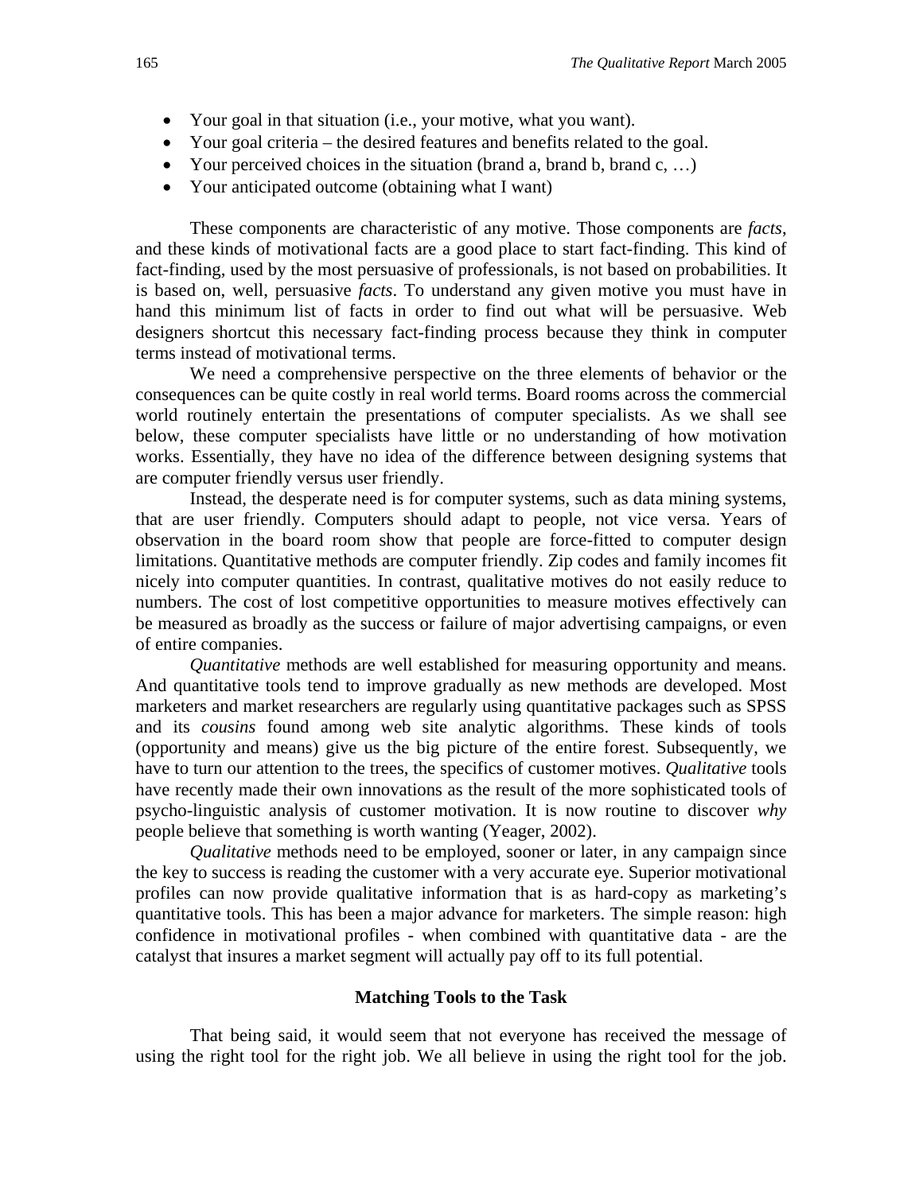- Your goal in that situation (i.e., your motive, what you want).
- Your goal criteria – the desired features and benefits related to the goal.
- Your perceived choices in the situation (brand a, brand b, brand c, …)
- Your anticipated outcome (obtaining what I want)

These components are characteristic of any motive. Those components are *facts*, and these kinds of motivational facts are a good place to start fact-finding. This kind of fact-finding, used by the most persuasive of professionals, is not based on probabilities. It is based on, well, persuasive *facts*. To understand any given motive you must have in hand this minimum list of facts in order to find out what will be persuasive. Web designers shortcut this necessary fact-finding process because they think in computer terms instead of motivational terms.

We need a comprehensive perspective on the three elements of behavior or the consequences can be quite costly in real world terms. Board rooms across the commercial world routinely entertain the presentations of computer specialists. As we shall see below, these computer specialists have little or no understanding of how motivation works. Essentially, they have no idea of the difference between designing systems that are computer friendly versus user friendly.

Instead, the desperate need is for computer systems, such as data mining systems, that are user friendly. Computers should adapt to people, not vice versa. Years of observation in the board room show that people are force-fitted to computer design limitations. Quantitative methods are computer friendly. Zip codes and family incomes fit nicely into computer quantities. In contrast, qualitative motives do not easily reduce to numbers. The cost of lost competitive opportunities to measure motives effectively can be measured as broadly as the success or failure of major advertising campaigns, or even of entire companies.

*Quantitative* methods are well established for measuring opportunity and means. And quantitative tools tend to improve gradually as new methods are developed. Most marketers and market researchers are regularly using quantitative packages such as SPSS and its *cousins* found among web site analytic algorithms. These kinds of tools (opportunity and means) give us the big picture of the entire forest. Subsequently, we have to turn our attention to the trees, the specifics of customer motives. *Qualitative* tools have recently made their own innovations as the result of the more sophisticated tools of psycho-linguistic analysis of customer motivation. It is now routine to discover *why* people believe that something is worth wanting (Yeager, 2002).

*Qualitative* methods need to be employed, sooner or later, in any campaign since the key to success is reading the customer with a very accurate eye. Superior motivational profiles can now provide qualitative information that is as hard-copy as marketing's quantitative tools. This has been a major advance for marketers. The simple reason: high confidence in motivational profiles - when combined with quantitative data - are the catalyst that insures a market segment will actually pay off to its full potential.

## Matching Tools to the Task

That being said, it would seem that not everyone has received the message of using the right tool for the right job. We all believe in using the right tool for the job.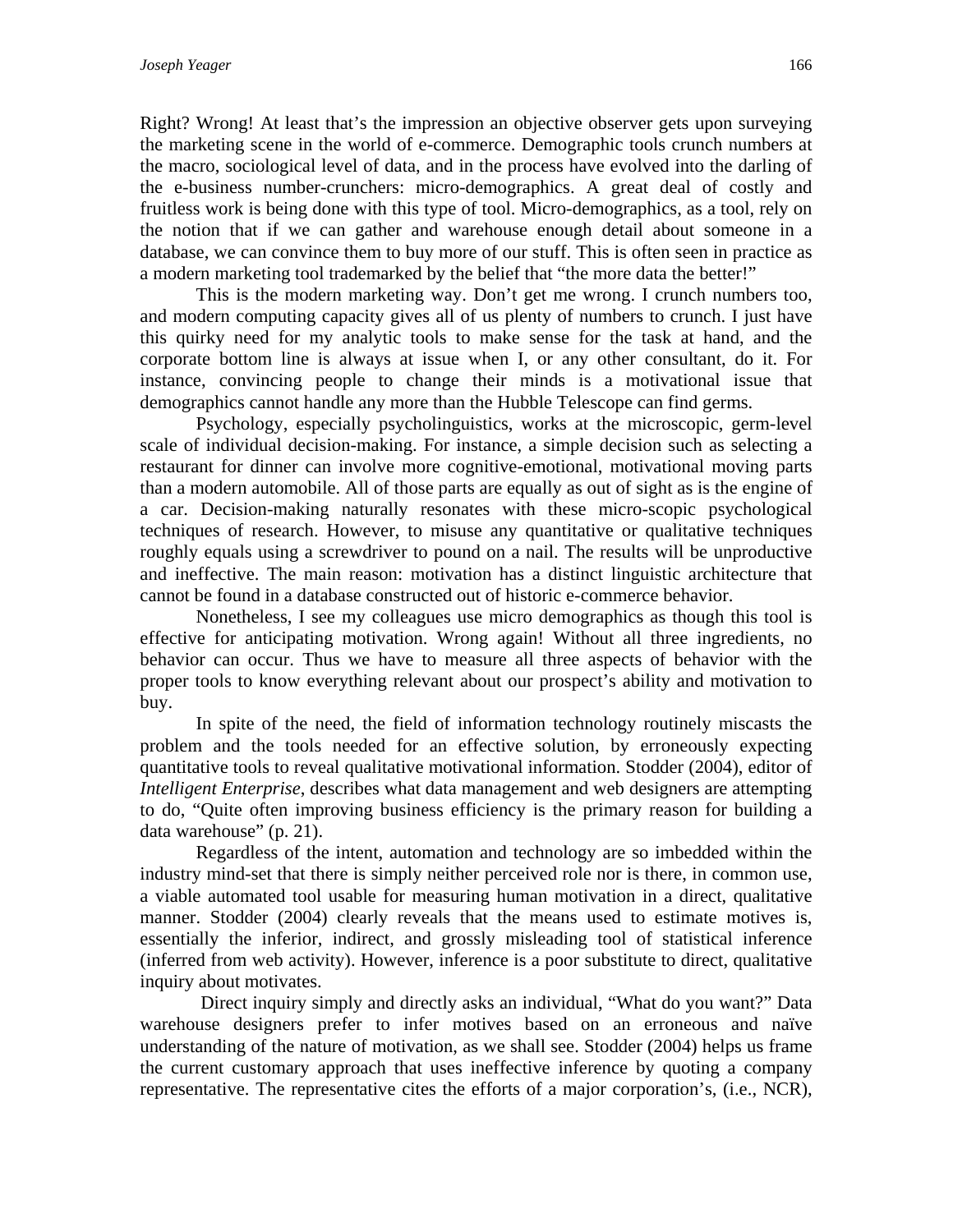Right? Wrong! At least that's the impression an objective observer gets upon surveying the marketing scene in the world of e-commerce. Demographic tools crunch numbers at the macro, sociological level of data, and in the process have evolved into the darling of the e-business number-crunchers: micro-demographics. A great deal of costly and fruitless work is being done with this type of tool. Micro-demographics, as a tool, rely on the notion that if we can gather and warehouse enough detail about someone in a database, we can convince them to buy more of our stuff. This is often seen in practice as a modern marketing tool trademarked by the belief that "the more data the better!"

This is the modern marketing way. Don't get me wrong. I crunch numbers too, and modern computing capacity gives all of us plenty of numbers to crunch. I just have this quirky need for my analytic tools to make sense for the task at hand, and the corporate bottom line is always at issue when I, or any other consultant, do it. For instance, convincing people to change their minds is a motivational issue that demographics cannot handle any more than the Hubble Telescope can find germs.

Psychology, especially psycholinguistics, works at the microscopic, germ-level scale of individual decision-making. For instance, a simple decision such as selecting a restaurant for dinner can involve more cognitive-emotional, motivational moving parts than a modern automobile. All of those parts are equally as out of sight as is the engine of a car. Decision-making naturally resonates with these micro-scopic psychological techniques of research. However, to misuse any quantitative or qualitative techniques roughly equals using a screwdriver to pound on a nail. The results will be unproductive and ineffective. The main reason: motivation has a distinct linguistic architecture that cannot be found in a database constructed out of historic e-commerce behavior.

Nonetheless, I see my colleagues use micro demographics as though this tool is effective for anticipating motivation. Wrong again! Without all three ingredients, no behavior can occur. Thus we have to measure all three aspects of behavior with the proper tools to know everything relevant about our prospect's ability and motivation to buy.

In spite of the need, the field of information technology routinely miscasts the problem and the tools needed for an effective solution, by erroneously expecting quantitative tools to reveal qualitative motivational information. Stodder (2004), editor of *Intelligent Enterprise*, describes what data management and web designers are attempting to do, "Quite often improving business efficiency is the primary reason for building a data warehouse" (p. 21).

Regardless of the intent, automation and technology are so imbedded within the industry mind-set that there is simply neither perceived role nor is there, in common use, a viable automated tool usable for measuring human motivation in a direct, qualitative manner. Stodder (2004) clearly reveals that the means used to estimate motives is, essentially the inferior, indirect, and grossly misleading tool of statistical inference (inferred from web activity). However, inference is a poor substitute to direct, qualitative inquiry about motivates.

Direct inquiry simply and directly asks an individual, "What do you want?" Data warehouse designers prefer to infer motives based on an erroneous and naïve understanding of the nature of motivation, as we shall see. Stodder (2004) helps us frame the current customary approach that uses ineffective inference by quoting a company representative. The representative cites the efforts of a major corporation's, (i.e., NCR),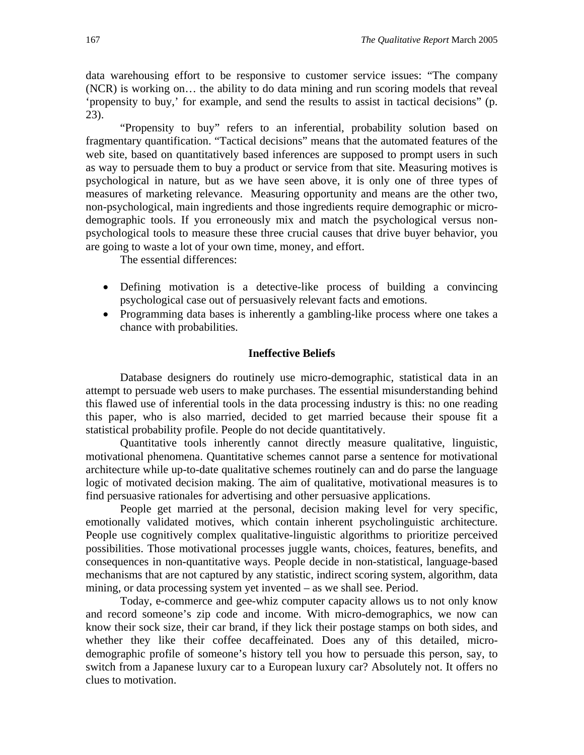data warehousing effort to be responsive to customer service issues: “The company (NCR) is working on… the ability to do data mining and run scoring models that reveal ‘propensity to buy,’ for example, and send the results to assist in tactical decisions” (p. 23).

“Propensity to buy” refers to an inferential, probability solution based on fragmentary quantification. “Tactical decisions” means that the automated features of the web site, based on quantitatively based inferences are supposed to prompt users in such as way to persuade them to buy a product or service from that site. Measuring motives is psychological in nature, but as we have seen above, it is only one of three types of measures of marketing relevance. Measuring opportunity and means are the other two, non-psychological, main ingredients and those ingredients require demographic or micro-demographic tools. If you erroneously mix and match the psychological versus non-psychological tools to measure these three crucial causes that drive buyer behavior, you are going to waste a lot of your own time, money, and effort.

The essential differences:

- Defining motivation is a detective-like process of building a convincing psychological case out of persuasively relevant facts and emotions.
- Programming data bases is inherently a gambling-like process where one takes a chance with probabilities.

### Ineffective Beliefs

Database designers do routinely use micro-demographic, statistical data in an attempt to persuade web users to make purchases. The essential misunderstanding behind this flawed use of inferential tools in the data processing industry is this: no one reading this paper, who is also married, decided to get married because their spouse fit a statistical probability profile. People do not decide quantitatively.

Quantitative tools inherently cannot directly measure qualitative, linguistic, motivational phenomena. Quantitative schemes cannot parse a sentence for motivational architecture while up-to-date qualitative schemes routinely can and do parse the language logic of motivated decision making. The aim of qualitative, motivational measures is to find persuasive rationales for advertising and other persuasive applications.

People get married at the personal, decision making level for very specific, emotionally validated motives, which contain inherent psycholinguistic architecture. People use cognitively complex qualitative-linguistic algorithms to prioritize perceived possibilities. Those motivational processes juggle wants, choices, features, benefits, and consequences in non-quantitative ways. People decide in non-statistical, language-based mechanisms that are not captured by any statistic, indirect scoring system, algorithm, data mining, or data processing system yet invented – as we shall see. Period.

Today, e-commerce and gee-whiz computer capacity allows us to not only know and record someone’s zip code and income. With micro-demographics, we now can know their sock size, their car brand, if they lick their postage stamps on both sides, and whether they like their coffee decaffeinated. Does any of this detailed, micro-demographic profile of someone’s history tell you how to persuade this person, say, to switch from a Japanese luxury car to a European luxury car? Absolutely not. It offers no clues to motivation.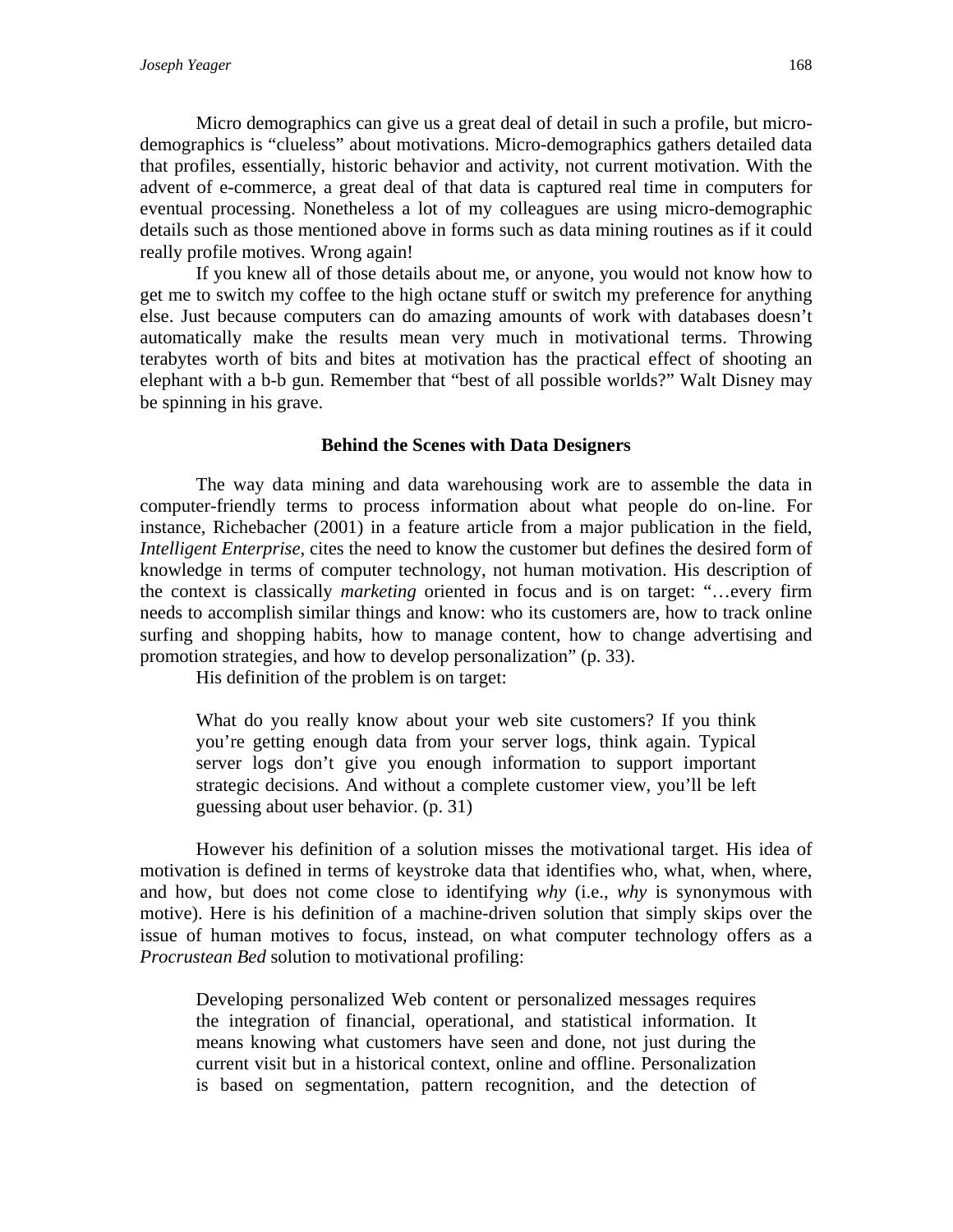Micro demographics can give us a great deal of detail in such a profile, but micro-demographics is "clueless" about motivations. Micro-demographics gathers detailed data that profiles, essentially, historic behavior and activity, not current motivation. With the advent of e-commerce, a great deal of that data is captured real time in computers for eventual processing. Nonetheless a lot of my colleagues are using micro-demographic details such as those mentioned above in forms such as data mining routines as if it could really profile motives. Wrong again!

If you knew all of those details about me, or anyone, you would not know how to get me to switch my coffee to the high octane stuff or switch my preference for anything else. Just because computers can do amazing amounts of work with databases doesn't automatically make the results mean very much in motivational terms. Throwing terabytes worth of bits and bites at motivation has the practical effect of shooting an elephant with a b-b gun. Remember that "best of all possible worlds?" Walt Disney may be spinning in his grave.

### Behind the Scenes with Data Designers

The way data mining and data warehousing work are to assemble the data in computer-friendly terms to process information about what people do on-line. For instance, Richebacher (2001) in a feature article from a major publication in the field, *Intelligent Enterprise*, cites the need to know the customer but defines the desired form of knowledge in terms of computer technology, not human motivation. His description of the context is classically *marketing* oriented in focus and is on target: "…every firm needs to accomplish similar things and know: who its customers are, how to track online surfing and shopping habits, how to manage content, how to change advertising and promotion strategies, and how to develop personalization" (p. 33).

His definition of the problem is on target:

> What do you really know about your web site customers? If you think you're getting enough data from your server logs, think again. Typical server logs don't give you enough information to support important strategic decisions. And without a complete customer view, you'll be left guessing about user behavior. (p. 31)

However his definition of a solution misses the motivational target. His idea of motivation is defined in terms of keystroke data that identifies who, what, when, where, and how, but does not come close to identifying *why* (i.e., *why* is synonymous with motive). Here is his definition of a machine-driven solution that simply skips over the issue of human motives to focus, instead, on what computer technology offers as a *Procrustean Bed* solution to motivational profiling:

> Developing personalized Web content or personalized messages requires the integration of financial, operational, and statistical information. It means knowing what customers have seen and done, not just during the current visit but in a historical context, online and offline. Personalization is based on segmentation, pattern recognition, and the detection of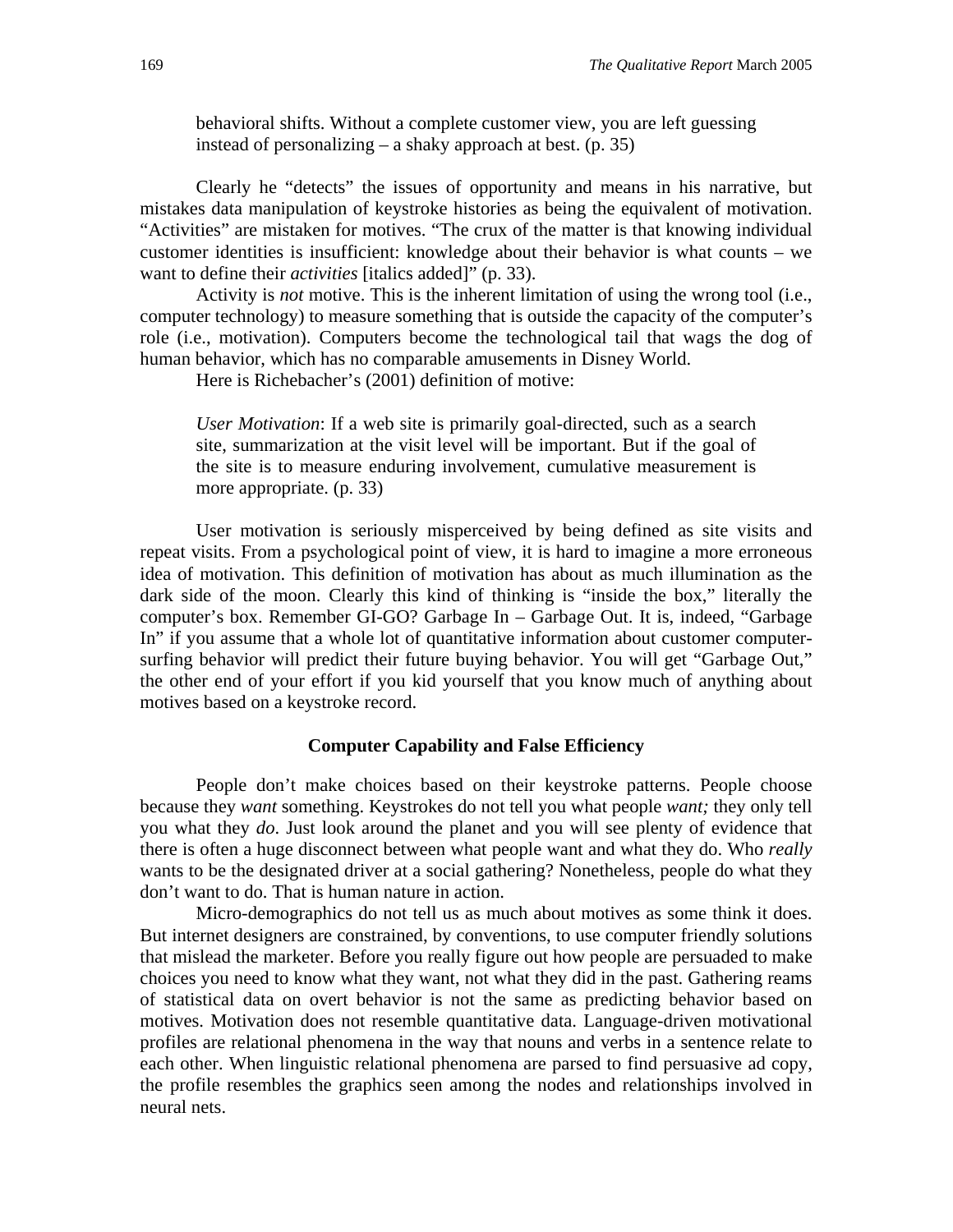> behavioral shifts. Without a complete customer view, you are left guessing instead of personalizing – a shaky approach at best. (p. 35)

Clearly he "detects" the issues of opportunity and means in his narrative, but mistakes data manipulation of keystroke histories as being the equivalent of motivation. "Activities" are mistaken for motives. "The crux of the matter is that knowing individual customer identities is insufficient: knowledge about their behavior is what counts – we want to define their *activities* [italics added]" (p. 33).

Activity is *not* motive. This is the inherent limitation of using the wrong tool (i.e., computer technology) to measure something that is outside the capacity of the computer's role (i.e., motivation). Computers become the technological tail that wags the dog of human behavior, which has no comparable amusements in Disney World.

Here is Richebacher's (2001) definition of motive:

> *User Motivation*: If a web site is primarily goal-directed, such as a search site, summarization at the visit level will be important. But if the goal of the site is to measure enduring involvement, cumulative measurement is more appropriate. (p. 33)

User motivation is seriously misperceived by being defined as site visits and repeat visits. From a psychological point of view, it is hard to imagine a more erroneous idea of motivation. This definition of motivation has about as much illumination as the dark side of the moon. Clearly this kind of thinking is "inside the box," literally the computer's box. Remember GI-GO? Garbage In – Garbage Out. It is, indeed, "Garbage In" if you assume that a whole lot of quantitative information about customer computer-surfing behavior will predict their future buying behavior. You will get "Garbage Out," the other end of your effort if you kid yourself that you know much of anything about motives based on a keystroke record.

### Computer Capability and False Efficiency

People don't make choices based on their keystroke patterns. People choose because they *want* something. Keystrokes do not tell you what people *want;* they only tell you what they *do*. Just look around the planet and you will see plenty of evidence that there is often a huge disconnect between what people want and what they do. Who *really* wants to be the designated driver at a social gathering? Nonetheless, people do what they don't want to do. That is human nature in action.

Micro-demographics do not tell us as much about motives as some think it does. But internet designers are constrained, by conventions, to use computer friendly solutions that mislead the marketer. Before you really figure out how people are persuaded to make choices you need to know what they want, not what they did in the past. Gathering reams of statistical data on overt behavior is not the same as predicting behavior based on motives. Motivation does not resemble quantitative data. Language-driven motivational profiles are relational phenomena in the way that nouns and verbs in a sentence relate to each other. When linguistic relational phenomena are parsed to find persuasive ad copy, the profile resembles the graphics seen among the nodes and relationships involved in neural nets.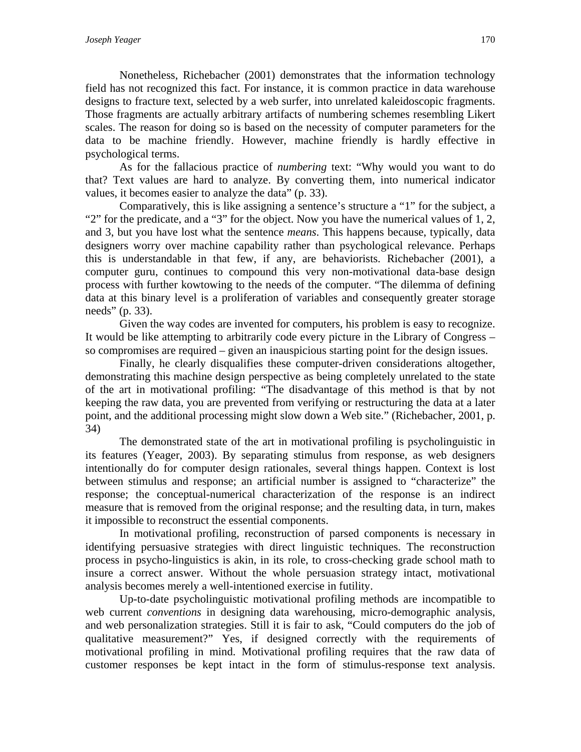Nonetheless, Richebacher (2001) demonstrates that the information technology field has not recognized this fact. For instance, it is common practice in data warehouse designs to fracture text, selected by a web surfer, into unrelated kaleidoscopic fragments. Those fragments are actually arbitrary artifacts of numbering schemes resembling Likert scales. The reason for doing so is based on the necessity of computer parameters for the data to be machine friendly. However, machine friendly is hardly effective in psychological terms.

As for the fallacious practice of *numbering* text: "Why would you want to do that? Text values are hard to analyze. By converting them, into numerical indicator values, it becomes easier to analyze the data" (p. 33).

Comparatively, this is like assigning a sentence's structure a "1" for the subject, a "2" for the predicate, and a "3" for the object. Now you have the numerical values of 1, 2, and 3, but you have lost what the sentence *means*. This happens because, typically, data designers worry over machine capability rather than psychological relevance. Perhaps this is understandable in that few, if any, are behaviorists. Richebacher (2001), a computer guru, continues to compound this very non-motivational data-base design process with further kowtowing to the needs of the computer. "The dilemma of defining data at this binary level is a proliferation of variables and consequently greater storage needs" (p. 33).

Given the way codes are invented for computers, his problem is easy to recognize. It would be like attempting to arbitrarily code every picture in the Library of Congress – so compromises are required – given an inauspicious starting point for the design issues.

Finally, he clearly disqualifies these computer-driven considerations altogether, demonstrating this machine design perspective as being completely unrelated to the state of the art in motivational profiling: "The disadvantage of this method is that by not keeping the raw data, you are prevented from verifying or restructuring the data at a later point, and the additional processing might slow down a Web site." (Richebacher, 2001, p. 34)

The demonstrated state of the art in motivational profiling is psycholinguistic in its features (Yeager, 2003). By separating stimulus from response, as web designers intentionally do for computer design rationales, several things happen. Context is lost between stimulus and response; an artificial number is assigned to "characterize" the response; the conceptual-numerical characterization of the response is an indirect measure that is removed from the original response; and the resulting data, in turn, makes it impossible to reconstruct the essential components.

In motivational profiling, reconstruction of parsed components is necessary in identifying persuasive strategies with direct linguistic techniques. The reconstruction process in psycho-linguistics is akin, in its role, to cross-checking grade school math to insure a correct answer. Without the whole persuasion strategy intact, motivational analysis becomes merely a well-intentioned exercise in futility.

Up-to-date psycholinguistic motivational profiling methods are incompatible to web current *conventions* in designing data warehousing, micro-demographic analysis, and web personalization strategies. Still it is fair to ask, "Could computers do the job of qualitative measurement?" Yes, if designed correctly with the requirements of motivational profiling in mind. Motivational profiling requires that the raw data of customer responses be kept intact in the form of stimulus-response text analysis.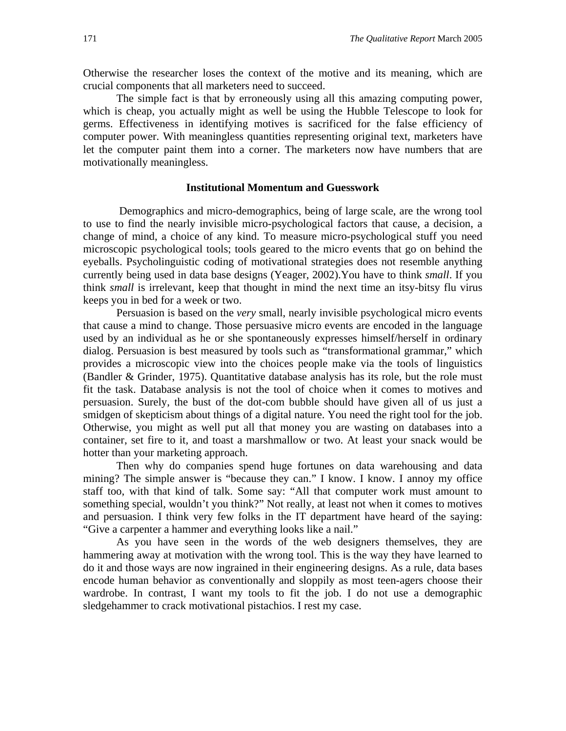Otherwise the researcher loses the context of the motive and its meaning, which are crucial components that all marketers need to succeed.

The simple fact is that by erroneously using all this amazing computing power, which is cheap, you actually might as well be using the Hubble Telescope to look for germs. Effectiveness in identifying motives is sacrificed for the false efficiency of computer power. With meaningless quantities representing original text, marketers have let the computer paint them into a corner. The marketers now have numbers that are motivationally meaningless.

### Institutional Momentum and Guesswork

Demographics and micro-demographics, being of large scale, are the wrong tool to use to find the nearly invisible micro-psychological factors that cause, a decision, a change of mind, a choice of any kind. To measure micro-psychological stuff you need microscopic psychological tools; tools geared to the micro events that go on behind the eyeballs. Psycholinguistic coding of motivational strategies does not resemble anything currently being used in data base designs (Yeager, 2002).You have to think *small*. If you think *small* is irrelevant, keep that thought in mind the next time an itsy-bitsy flu virus keeps you in bed for a week or two.

Persuasion is based on the *very* small, nearly invisible psychological micro events that cause a mind to change. Those persuasive micro events are encoded in the language used by an individual as he or she spontaneously expresses himself/herself in ordinary dialog. Persuasion is best measured by tools such as "transformational grammar," which provides a microscopic view into the choices people make via the tools of linguistics (Bandler & Grinder, 1975). Quantitative database analysis has its role, but the role must fit the task. Database analysis is not the tool of choice when it comes to motives and persuasion. Surely, the bust of the dot-com bubble should have given all of us just a smidgen of skepticism about things of a digital nature. You need the right tool for the job. Otherwise, you might as well put all that money you are wasting on databases into a container, set fire to it, and toast a marshmallow or two. At least your snack would be hotter than your marketing approach.

Then why do companies spend huge fortunes on data warehousing and data mining? The simple answer is "because they can." I know. I know. I annoy my office staff too, with that kind of talk. Some say: "All that computer work must amount to something special, wouldn't you think?" Not really, at least not when it comes to motives and persuasion. I think very few folks in the IT department have heard of the saying: "Give a carpenter a hammer and everything looks like a nail."

As you have seen in the words of the web designers themselves, they are hammering away at motivation with the wrong tool. This is the way they have learned to do it and those ways are now ingrained in their engineering designs. As a rule, data bases encode human behavior as conventionally and sloppily as most teen-agers choose their wardrobe. In contrast, I want my tools to fit the job. I do not use a demographic sledgehammer to crack motivational pistachios. I rest my case.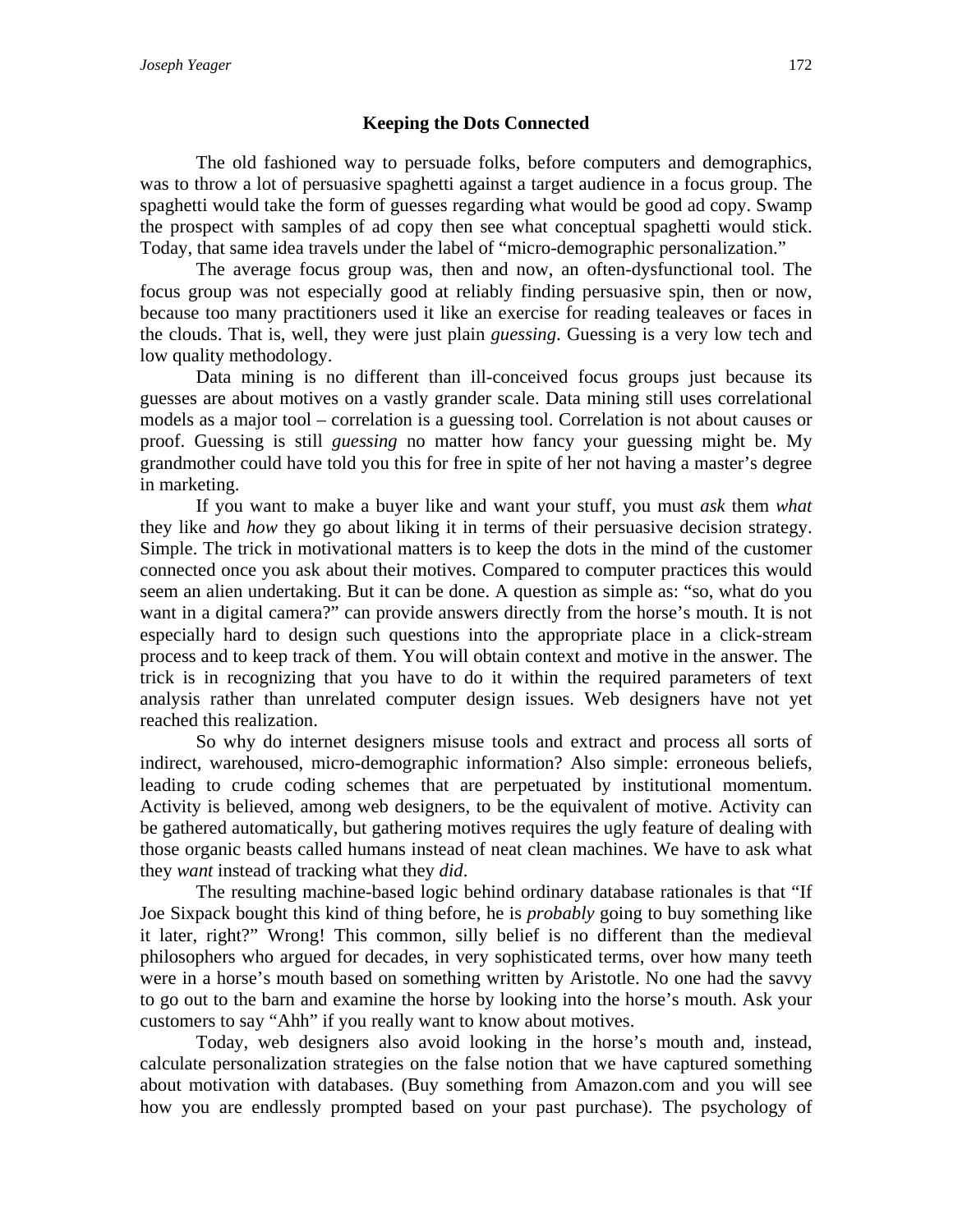### Keeping the Dots Connected

The old fashioned way to persuade folks, before computers and demographics, was to throw a lot of persuasive spaghetti against a target audience in a focus group. The spaghetti would take the form of guesses regarding what would be good ad copy. Swamp the prospect with samples of ad copy then see what conceptual spaghetti would stick. Today, that same idea travels under the label of "micro-demographic personalization."

The average focus group was, then and now, an often-dysfunctional tool. The focus group was not especially good at reliably finding persuasive spin, then or now, because too many practitioners used it like an exercise for reading tealeaves or faces in the clouds. That is, well, they were just plain *guessing*. Guessing is a very low tech and low quality methodology.

Data mining is no different than ill-conceived focus groups just because its guesses are about motives on a vastly grander scale. Data mining still uses correlational models as a major tool – correlation is a guessing tool. Correlation is not about causes or proof. Guessing is still *guessing* no matter how fancy your guessing might be. My grandmother could have told you this for free in spite of her not having a master's degree in marketing.

If you want to make a buyer like and want your stuff, you must *ask* them *what* they like and *how* they go about liking it in terms of their persuasive decision strategy. Simple. The trick in motivational matters is to keep the dots in the mind of the customer connected once you ask about their motives. Compared to computer practices this would seem an alien undertaking. But it can be done. A question as simple as: "so, what do you want in a digital camera?" can provide answers directly from the horse's mouth. It is not especially hard to design such questions into the appropriate place in a click-stream process and to keep track of them. You will obtain context and motive in the answer. The trick is in recognizing that you have to do it within the required parameters of text analysis rather than unrelated computer design issues. Web designers have not yet reached this realization.

So why do internet designers misuse tools and extract and process all sorts of indirect, warehoused, micro-demographic information? Also simple: erroneous beliefs, leading to crude coding schemes that are perpetuated by institutional momentum. Activity is believed, among web designers, to be the equivalent of motive. Activity can be gathered automatically, but gathering motives requires the ugly feature of dealing with those organic beasts called humans instead of neat clean machines. We have to ask what they *want* instead of tracking what they *did*.

The resulting machine-based logic behind ordinary database rationales is that "If Joe Sixpack bought this kind of thing before, he is *probably* going to buy something like it later, right?" Wrong! This common, silly belief is no different than the medieval philosophers who argued for decades, in very sophisticated terms, over how many teeth were in a horse's mouth based on something written by Aristotle. No one had the savvy to go out to the barn and examine the horse by looking into the horse's mouth. Ask your customers to say "Ahh" if you really want to know about motives.

Today, web designers also avoid looking in the horse's mouth and, instead, calculate personalization strategies on the false notion that we have captured something about motivation with databases. (Buy something from Amazon.com and you will see how you are endlessly prompted based on your past purchase). The psychology of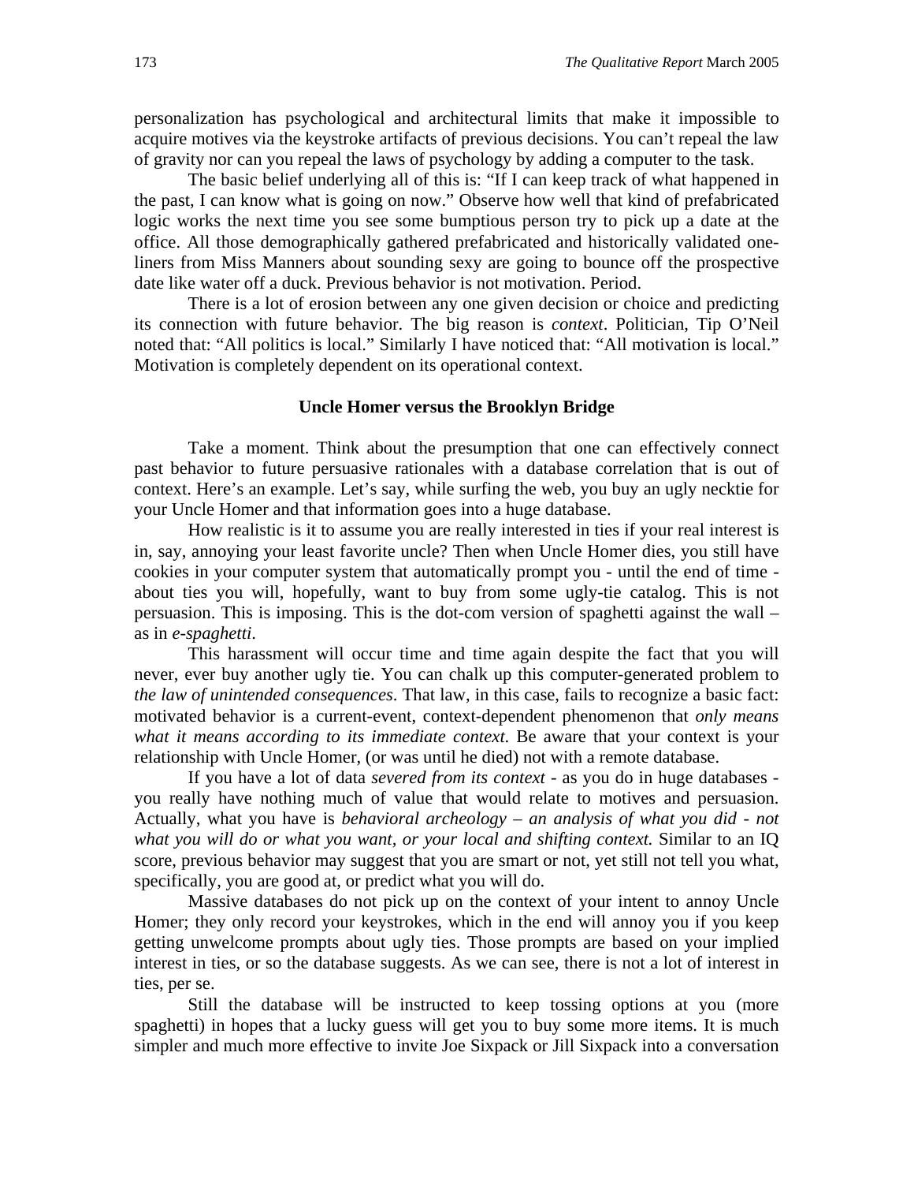personalization has psychological and architectural limits that make it impossible to acquire motives via the keystroke artifacts of previous decisions. You can't repeal the law of gravity nor can you repeal the laws of psychology by adding a computer to the task.

The basic belief underlying all of this is: "If I can keep track of what happened in the past, I can know what is going on now." Observe how well that kind of prefabricated logic works the next time you see some bumptious person try to pick up a date at the office. All those demographically gathered prefabricated and historically validated one-liners from Miss Manners about sounding sexy are going to bounce off the prospective date like water off a duck. Previous behavior is not motivation. Period.

There is a lot of erosion between any one given decision or choice and predicting its connection with future behavior. The big reason is *context*. Politician, Tip O'Neil noted that: "All politics is local." Similarly I have noticed that: "All motivation is local." Motivation is completely dependent on its operational context.

### Uncle Homer versus the Brooklyn Bridge

Take a moment. Think about the presumption that one can effectively connect past behavior to future persuasive rationales with a database correlation that is out of context. Here's an example. Let's say, while surfing the web, you buy an ugly necktie for your Uncle Homer and that information goes into a huge database.

How realistic is it to assume you are really interested in ties if your real interest is in, say, annoying your least favorite uncle? Then when Uncle Homer dies, you still have cookies in your computer system that automatically prompt you - until the end of time - about ties you will, hopefully, want to buy from some ugly-tie catalog. This is not persuasion. This is imposing. This is the dot-com version of spaghetti against the wall – as in *e-spaghetti*.

This harassment will occur time and time again despite the fact that you will never, ever buy another ugly tie. You can chalk up this computer-generated problem to *the law of unintended consequences*. That law, in this case, fails to recognize a basic fact: motivated behavior is a current-event, context-dependent phenomenon that *only means what it means according to its immediate context*. Be aware that your context is your relationship with Uncle Homer, (or was until he died) not with a remote database.

If you have a lot of data *severed from its context* - as you do in huge databases - you really have nothing much of value that would relate to motives and persuasion. Actually, what you have is *behavioral archeology – an analysis of what you did - not what you will do or what you want, or your local and shifting context.* Similar to an IQ score, previous behavior may suggest that you are smart or not, yet still not tell you what, specifically, you are good at, or predict what you will do.

Massive databases do not pick up on the context of your intent to annoy Uncle Homer; they only record your keystrokes, which in the end will annoy you if you keep getting unwelcome prompts about ugly ties. Those prompts are based on your implied interest in ties, or so the database suggests. As we can see, there is not a lot of interest in ties, per se.

Still the database will be instructed to keep tossing options at you (more spaghetti) in hopes that a lucky guess will get you to buy some more items. It is much simpler and much more effective to invite Joe Sixpack or Jill Sixpack into a conversation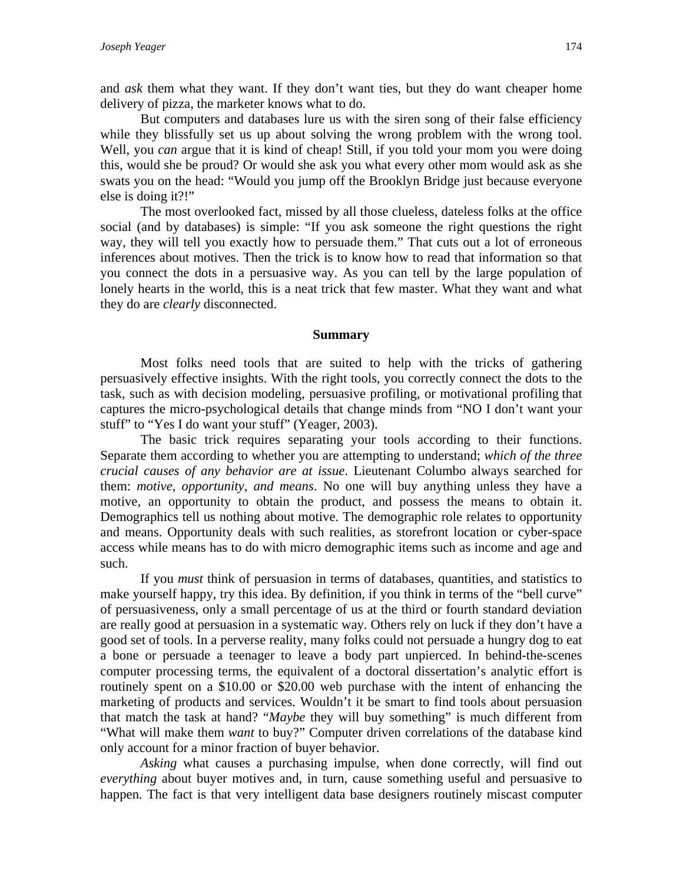and *ask* them what they want. If they don't want ties, but they do want cheaper home delivery of pizza, the marketer knows what to do.

But computers and databases lure us with the siren song of their false efficiency while they blissfully set us up about solving the wrong problem with the wrong tool. Well, you *can* argue that it is kind of cheap! Still, if you told your mom you were doing this, would she be proud? Or would she ask you what every other mom would ask as she swats you on the head: "Would you jump off the Brooklyn Bridge just because everyone else is doing it?!"

The most overlooked fact, missed by all those clueless, dateless folks at the office social (and by databases) is simple: "If you ask someone the right questions the right way, they will tell you exactly how to persuade them." That cuts out a lot of erroneous inferences about motives. Then the trick is to know how to read that information so that you connect the dots in a persuasive way. As you can tell by the large population of lonely hearts in the world, this is a neat trick that few master. What they want and what they do are *clearly* disconnected.

## Summary

Most folks need tools that are suited to help with the tricks of gathering persuasively effective insights. With the right tools, you correctly connect the dots to the task, such as with decision modeling, persuasive profiling, or motivational profiling that captures the micro-psychological details that change minds from "NO I don't want your stuff" to "Yes I do want your stuff" (Yeager, 2003).

The basic trick requires separating your tools according to their functions. Separate them according to whether you are attempting to understand; *which of the three crucial causes of any behavior are at issue*. Lieutenant Columbo always searched for them: *motive, opportunity, and means*. No one will buy anything unless they have a motive, an opportunity to obtain the product, and possess the means to obtain it. Demographics tell us nothing about motive. The demographic role relates to opportunity and means. Opportunity deals with such realities, as storefront location or cyber-space access while means has to do with micro demographic items such as income and age and such.

If you *must* think of persuasion in terms of databases, quantities, and statistics to make yourself happy, try this idea. By definition, if you think in terms of the "bell curve" of persuasiveness, only a small percentage of us at the third or fourth standard deviation are really good at persuasion in a systematic way. Others rely on luck if they don't have a good set of tools. In a perverse reality, many folks could not persuade a hungry dog to eat a bone or persuade a teenager to leave a body part unpierced. In behind-the-scenes computer processing terms, the equivalent of a doctoral dissertation's analytic effort is routinely spent on a $10.00 or $20.00 web purchase with the intent of enhancing the marketing of products and services. Wouldn't it be smart to find tools about persuasion that match the task at hand? "*Maybe* they will buy something" is much different from "What will make them *want* to buy?" Computer driven correlations of the database kind only account for a minor fraction of buyer behavior.

*Asking* what causes a purchasing impulse, when done correctly, will find out *everything* about buyer motives and, in turn, cause something useful and persuasive to happen. The fact is that very intelligent data base designers routinely miscast computer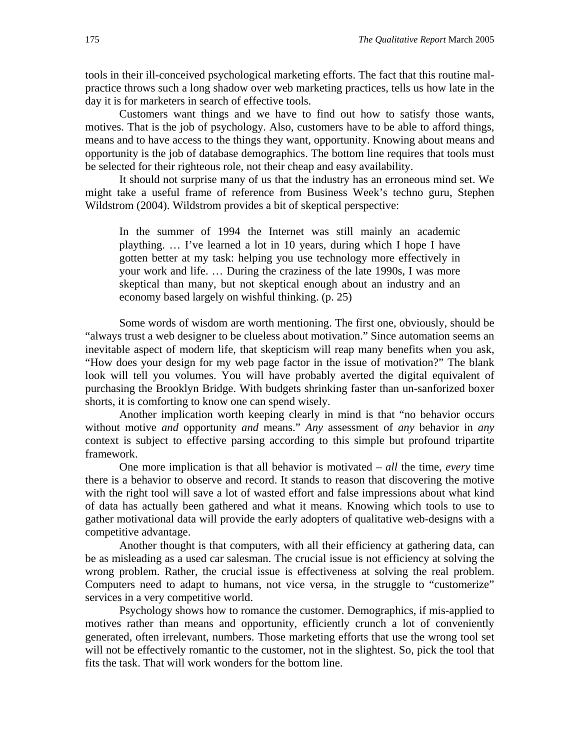tools in their ill-conceived psychological marketing efforts. The fact that this routine mal-practice throws such a long shadow over web marketing practices, tells us how late in the day it is for marketers in search of effective tools.

Customers want things and we have to find out how to satisfy those wants, motives. That is the job of psychology. Also, customers have to be able to afford things, means and to have access to the things they want, opportunity. Knowing about means and opportunity is the job of database demographics. The bottom line requires that tools must be selected for their righteous role, not their cheap and easy availability.

It should not surprise many of us that the industry has an erroneous mind set. We might take a useful frame of reference from Business Week's techno guru, Stephen Wildstrom (2004). Wildstrom provides a bit of skeptical perspective:

> In the summer of 1994 the Internet was still mainly an academic plaything. … I've learned a lot in 10 years, during which I hope I have gotten better at my task: helping you use technology more effectively in your work and life. … During the craziness of the late 1990s, I was more skeptical than many, but not skeptical enough about an industry and an economy based largely on wishful thinking. (p. 25)

Some words of wisdom are worth mentioning. The first one, obviously, should be "always trust a web designer to be clueless about motivation." Since automation seems an inevitable aspect of modern life, that skepticism will reap many benefits when you ask, "How does your design for my web page factor in the issue of motivation?" The blank look will tell you volumes. You will have probably averted the digital equivalent of purchasing the Brooklyn Bridge. With budgets shrinking faster than un-sanforized boxer shorts, it is comforting to know one can spend wisely.

Another implication worth keeping clearly in mind is that "no behavior occurs without motive *and* opportunity *and* means." *Any* assessment of *any* behavior in *any* context is subject to effective parsing according to this simple but profound tripartite framework.

One more implication is that all behavior is motivated – *all* the time, *every* time there is a behavior to observe and record. It stands to reason that discovering the motive with the right tool will save a lot of wasted effort and false impressions about what kind of data has actually been gathered and what it means. Knowing which tools to use to gather motivational data will provide the early adopters of qualitative web-designs with a competitive advantage.

Another thought is that computers, with all their efficiency at gathering data, can be as misleading as a used car salesman. The crucial issue is not efficiency at solving the wrong problem. Rather, the crucial issue is effectiveness at solving the real problem. Computers need to adapt to humans, not vice versa, in the struggle to "customerize" services in a very competitive world.

Psychology shows how to romance the customer. Demographics, if mis-applied to motives rather than means and opportunity, efficiently crunch a lot of conveniently generated, often irrelevant, numbers. Those marketing efforts that use the wrong tool set will not be effectively romantic to the customer, not in the slightest. So, pick the tool that fits the task. That will work wonders for the bottom line.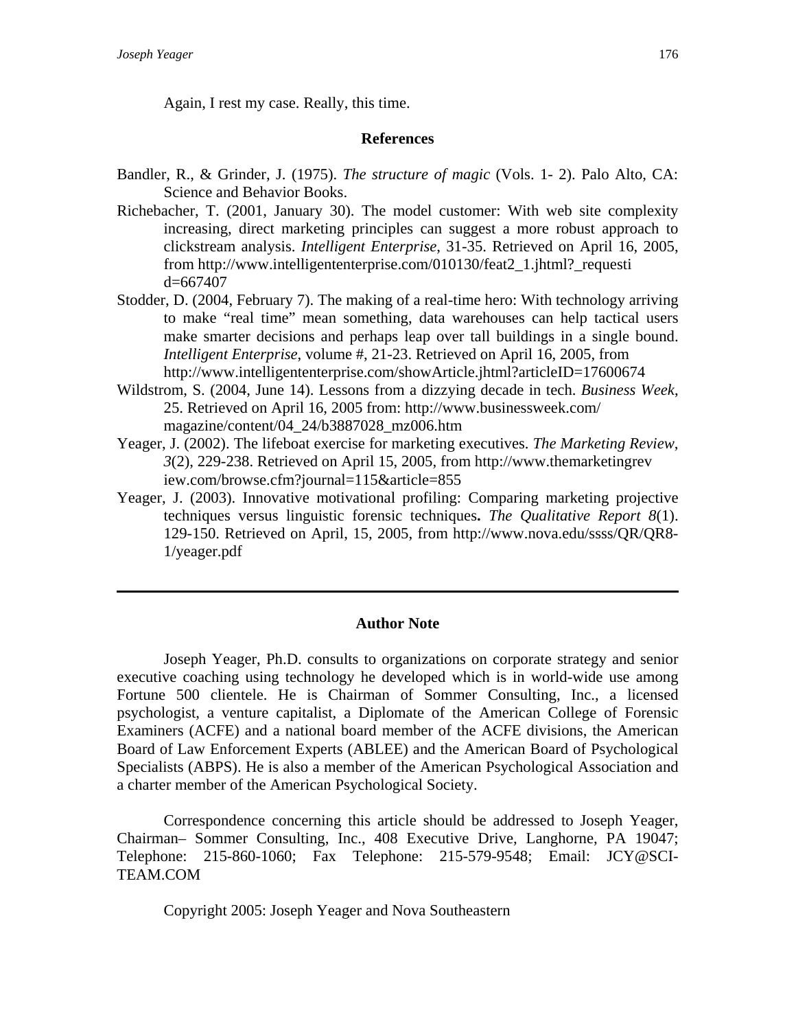Again, I rest my case. Really, this time.

## References

Bandler, R., & Grinder, J. (1975). *The structure of magic* (Vols. 1- 2). Palo Alto, CA: Science and Behavior Books.

Richebacher, T. (2001, January 30). The model customer: With web site complexity increasing, direct marketing principles can suggest a more robust approach to clickstream analysis. *Intelligent Enterprise*, 31-35. Retrieved on April 16, 2005, from http://www.intelligententerprise.com/010130/feat2_1.jhtml?_requestid=667407

Stodder, D. (2004, February 7). The making of a real-time hero: With technology arriving to make "real time" mean something, data warehouses can help tactical users make smarter decisions and perhaps leap over tall buildings in a single bound. *Intelligent Enterprise*, volume #, 21-23. Retrieved on April 16, 2005, from http://www.intelligententerprise.com/showArticle.jhtml?articleID=17600674

Wildstrom, S. (2004, June 14). Lessons from a dizzying decade in tech. *Business Week*, 25. Retrieved on April 16, 2005 from: http://www.businessweek.com/magazine/content/04_24/b3887028_mz006.htm

Yeager, J. (2002). The lifeboat exercise for marketing executives. *The Marketing Review*, *3*(2), 229-238. Retrieved on April 15, 2005, from http://www.themarketingreview.com/browse.cfm?journal=115&article=855

Yeager, J. (2003). Innovative motivational profiling: Comparing marketing projective techniques versus linguistic forensic techniques**.** *The Qualitative Report 8*(1). 129-150. Retrieved on April, 15, 2005, from http://www.nova.edu/ssss/QR/QR8-1/yeager.pdf

---

## Author Note

Joseph Yeager, Ph.D. consults to organizations on corporate strategy and senior executive coaching using technology he developed which is in world-wide use among Fortune 500 clientele. He is Chairman of Sommer Consulting, Inc., a licensed psychologist, a venture capitalist, a Diplomate of the American College of Forensic Examiners (ACFE) and a national board member of the ACFE divisions, the American Board of Law Enforcement Experts (ABLEE) and the American Board of Psychological Specialists (ABPS). He is also a member of the American Psychological Association and a charter member of the American Psychological Society.

Correspondence concerning this article should be addressed to Joseph Yeager, Chairman– Sommer Consulting, Inc., 408 Executive Drive, Langhorne, PA 19047; Telephone: 215-860-1060; Fax Telephone: 215-579-9548; Email: JCY@SCI-TEAM.COM

Copyright 2005: Joseph Yeager and Nova Southeastern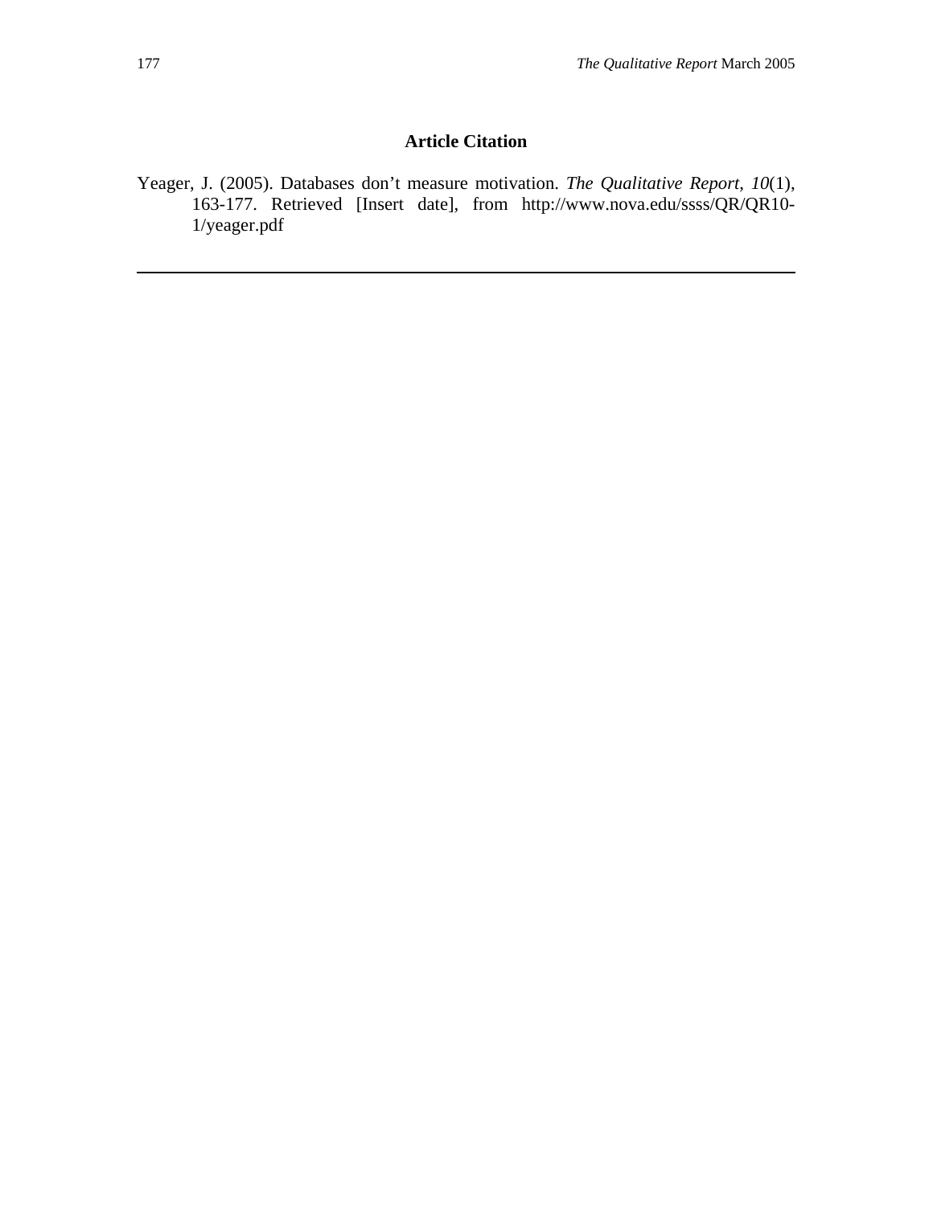## Article Citation

Yeager, J. (2005). Databases don't measure motivation. *The Qualitative Report*, *10*(1), 163-177. Retrieved [Insert date], from http://www.nova.edu/ssss/QR/QR10-1/yeager.pdf